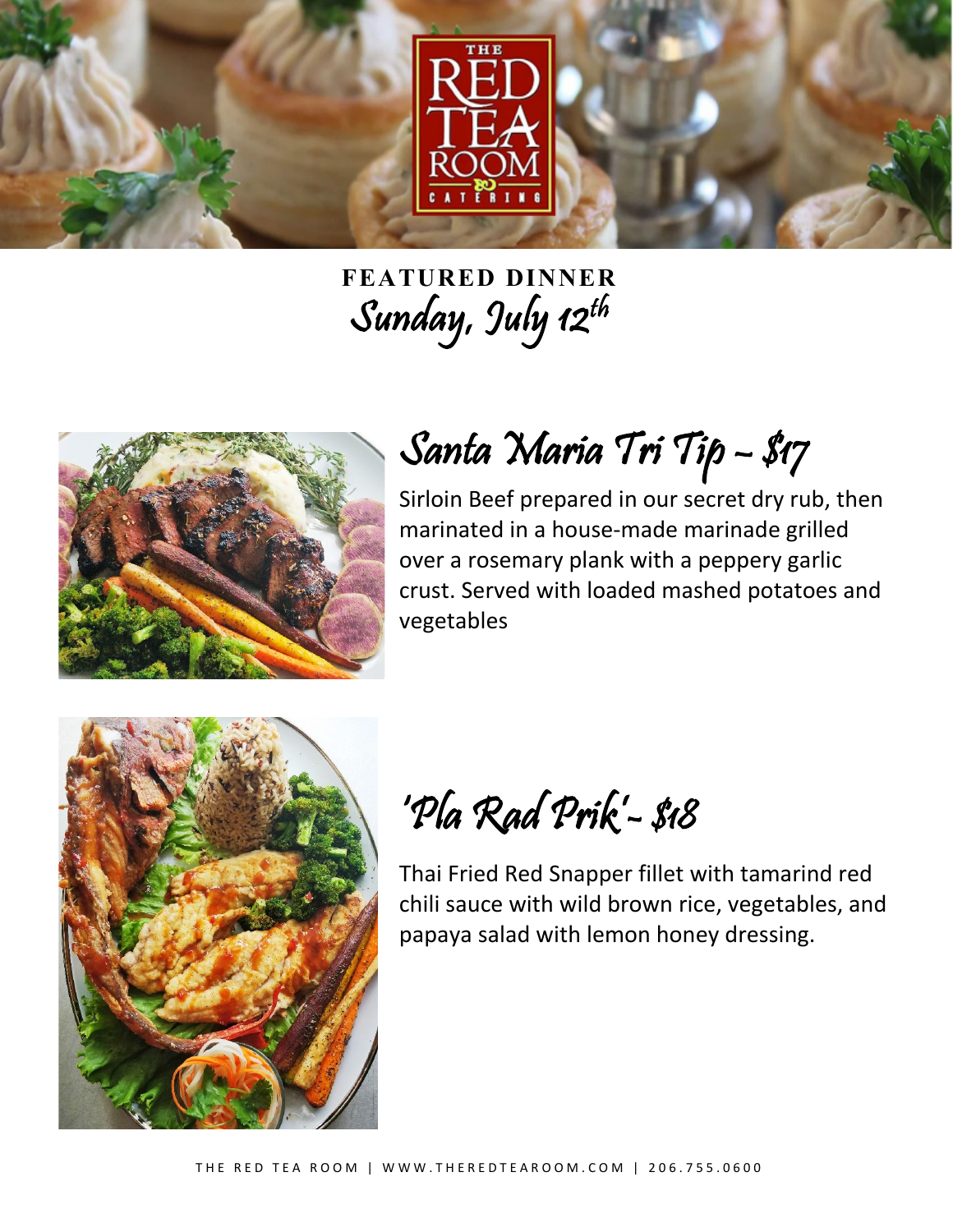**FEATURED DINNER**

*Sunday, July 12th*

## Santa Maria Tri Tip – $17

Sirloin Beef prepared in our secret dry rub, then marinated in a house-made marinade grilled over a rosemary plank with a peppery garlic crust. Served with loaded mashed potatoes and vegetables

## 'Pla Rad Prik'- $18

Thai Fried Red Snapper fillet with tamarind red chili sauce with wild brown rice, vegetables, and papaya salad with lemon honey dressing.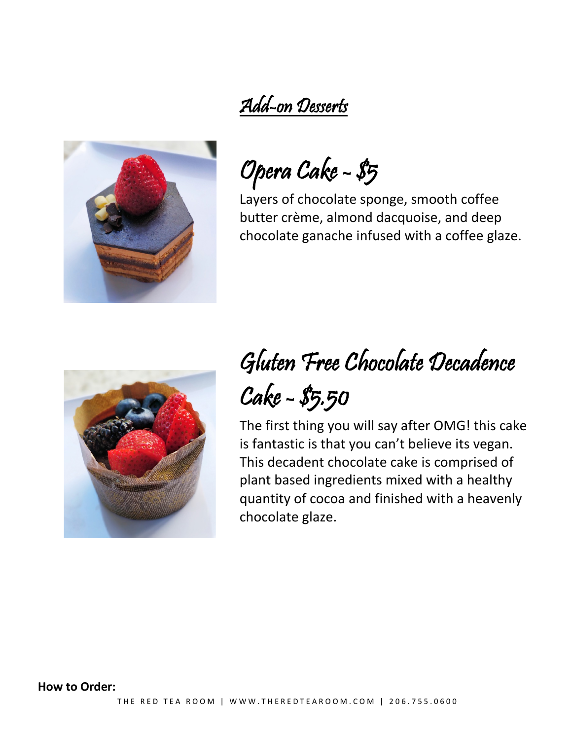## Add-on Desserts

### Opera Cake - $5

Layers of chocolate sponge, smooth coffee butter crème, almond dacquoise, and deep chocolate ganache infused with a coffee glaze.

### Gluten Free Chocolate Decadence Cake - $5.50

The first thing you will say after OMG! this cake is fantastic is that you can't believe its vegan. This decadent chocolate cake is comprised of plant based ingredients mixed with a healthy quantity of cocoa and finished with a heavenly chocolate glaze.

**How to Order:**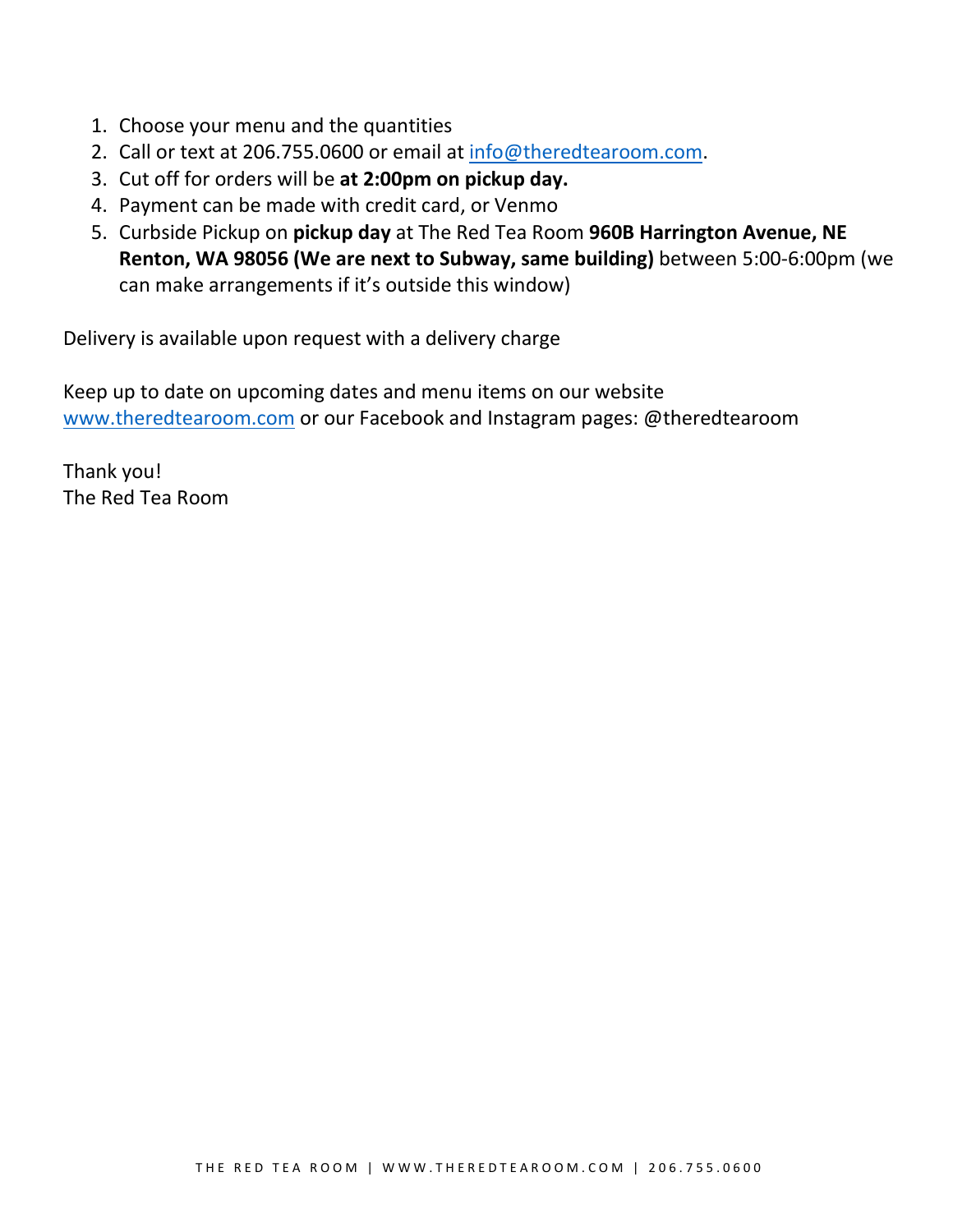1. Choose your menu and the quantities
2. Call or text at 206.755.0600 or email at info@theredtearoom.com.
3. Cut off for orders will be **at 2:00pm on pickup day.**
4. Payment can be made with credit card, or Venmo
5. Curbside Pickup on **pickup day** at The Red Tea Room **960B Harrington Avenue, NE Renton, WA 98056 (We are next to Subway, same building)** between 5:00-6:00pm (we can make arrangements if it's outside this window)

Delivery is available upon request with a delivery charge

Keep up to date on upcoming dates and menu items on our website www.theredtearoom.com or our Facebook and Instagram pages: @theredtearoom

Thank you!
The Red Tea Room